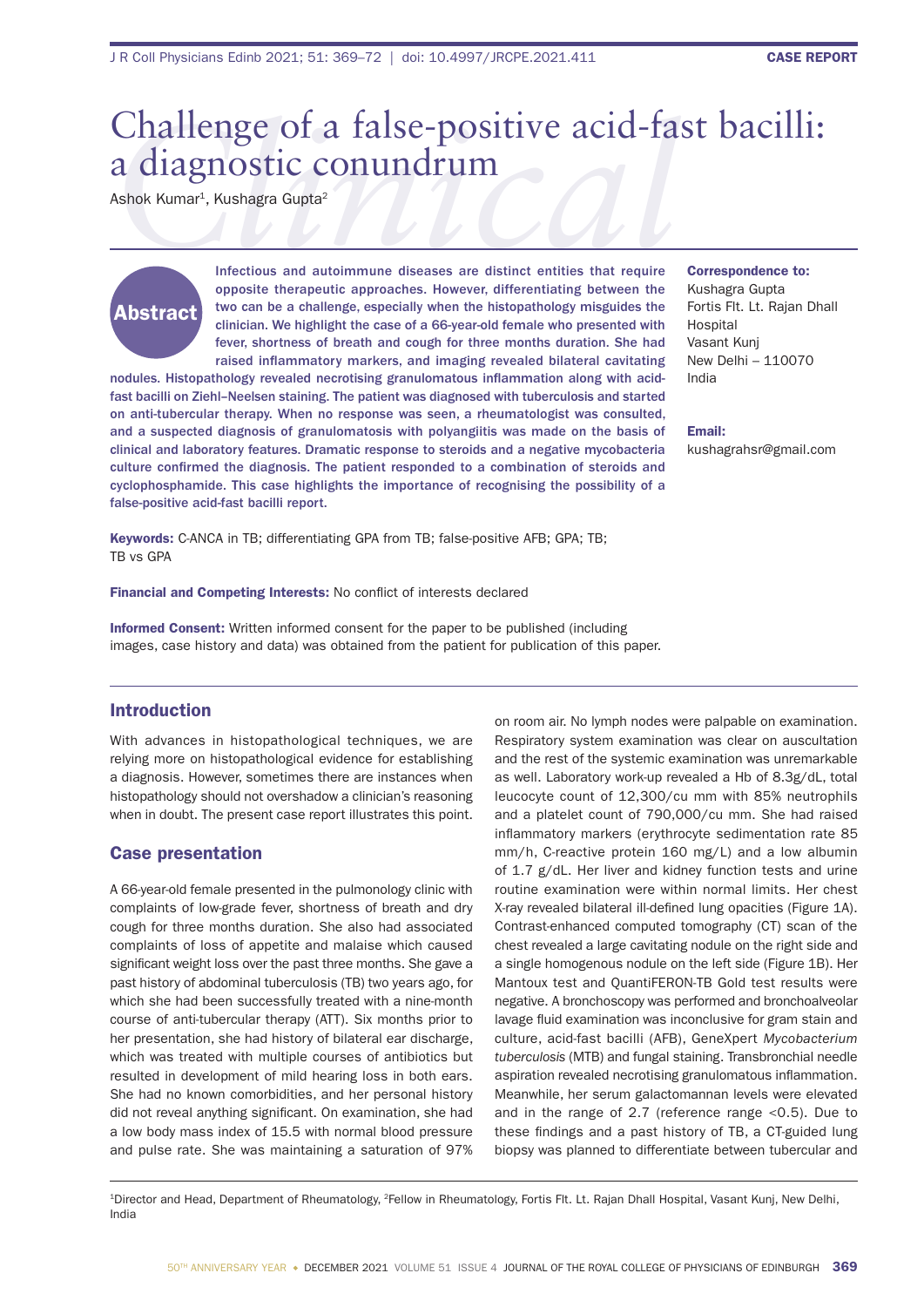# Challenge of a false-positive acid-fast bacilli: a diagnostic conundrum

Ashok Kumar[1], Kushagra Gupta[2]

## Abstract

**Infectious and autoimmune diseases are distinct entities that require opposite therapeutic approaches. However, differentiating between the two can be a challenge, especially when the histopathology misguides the clinician. We highlight the case of a 66-year-old female who presented with fever, shortness of breath and cough for three months duration. She had raised inflammatory markers, and imaging revealed bilateral cavitating nodules. Histopathology revealed necrotising granulomatous inflammation along with acid-fast bacilli on Ziehl–Neelsen staining. The patient was diagnosed with tuberculosis and started on anti-tubercular therapy. When no response was seen, a rheumatologist was consulted, and a suspected diagnosis of granulomatosis with polyangiitis was made on the basis of clinical and laboratory features. Dramatic response to steroids and a negative mycobacteria culture confirmed the diagnosis. The patient responded to a combination of steroids and cyclophosphamide. This case highlights the importance of recognising the possibility of a false-positive acid-fast bacilli report.**

**Correspondence to:**
Kushagra Gupta
Fortis Flt. Lt. Rajan Dhall Hospital
Vasant Kunj
New Delhi – 110070
India

**Email:**
kushagrahsr@gmail.com

**Keywords:** C-ANCA in TB; differentiating GPA from TB; false-positive AFB; GPA; TB; TB vs GPA

**Financial and Competing Interests:** No conflict of interests declared

**Informed Consent:** Written informed consent for the paper to be published (including images, case history and data) was obtained from the patient for publication of this paper.

## Introduction

With advances in histopathological techniques, we are relying more on histopathological evidence for establishing a diagnosis. However, sometimes there are instances when histopathology should not overshadow a clinician's reasoning when in doubt. The present case report illustrates this point.

## Case presentation

A 66-year-old female presented in the pulmonology clinic with complaints of low-grade fever, shortness of breath and dry cough for three months duration. She also had associated complaints of loss of appetite and malaise which caused significant weight loss over the past three months. She gave a past history of abdominal tuberculosis (TB) two years ago, for which she had been successfully treated with a nine-month course of anti-tubercular therapy (ATT). Six months prior to her presentation, she had history of bilateral ear discharge, which was treated with multiple courses of antibiotics but resulted in development of mild hearing loss in both ears. She had no known comorbidities, and her personal history did not reveal anything significant. On examination, she had a low body mass index of 15.5 with normal blood pressure and pulse rate. She was maintaining a saturation of 97% on room air. No lymph nodes were palpable on examination. Respiratory system examination was clear on auscultation and the rest of the systemic examination was unremarkable as well. Laboratory work-up revealed a Hb of 8.3g/dL, total leucocyte count of 12,300/cu mm with 85% neutrophils and a platelet count of 790,000/cu mm. She had raised inflammatory markers (erythrocyte sedimentation rate 85 mm/h, C-reactive protein 160 mg/L) and a low albumin of 1.7 g/dL. Her liver and kidney function tests and urine routine examination were within normal limits. Her chest X-ray revealed bilateral ill-defined lung opacities (Figure 1A). Contrast-enhanced computed tomography (CT) scan of the chest revealed a large cavitating nodule on the right side and a single homogenous nodule on the left side (Figure 1B). Her Mantoux test and QuantiFERON-TB Gold test results were negative. A bronchoscopy was performed and bronchoalveolar lavage fluid examination was inconclusive for gram stain and culture, acid-fast bacilli (AFB), GeneXpert *Mycobacterium tuberculosis* (MTB) and fungal staining. Transbronchial needle aspiration revealed necrotising granulomatous inflammation. Meanwhile, her serum galactomannan levels were elevated and in the range of 2.7 (reference range <0.5). Due to these findings and a past history of TB, a CT-guided lung biopsy was planned to differentiate between tubercular and

[1]Director and Head, Department of Rheumatology, [2]Fellow in Rheumatology, Fortis Flt. Lt. Rajan Dhall Hospital, Vasant Kunj, New Delhi, India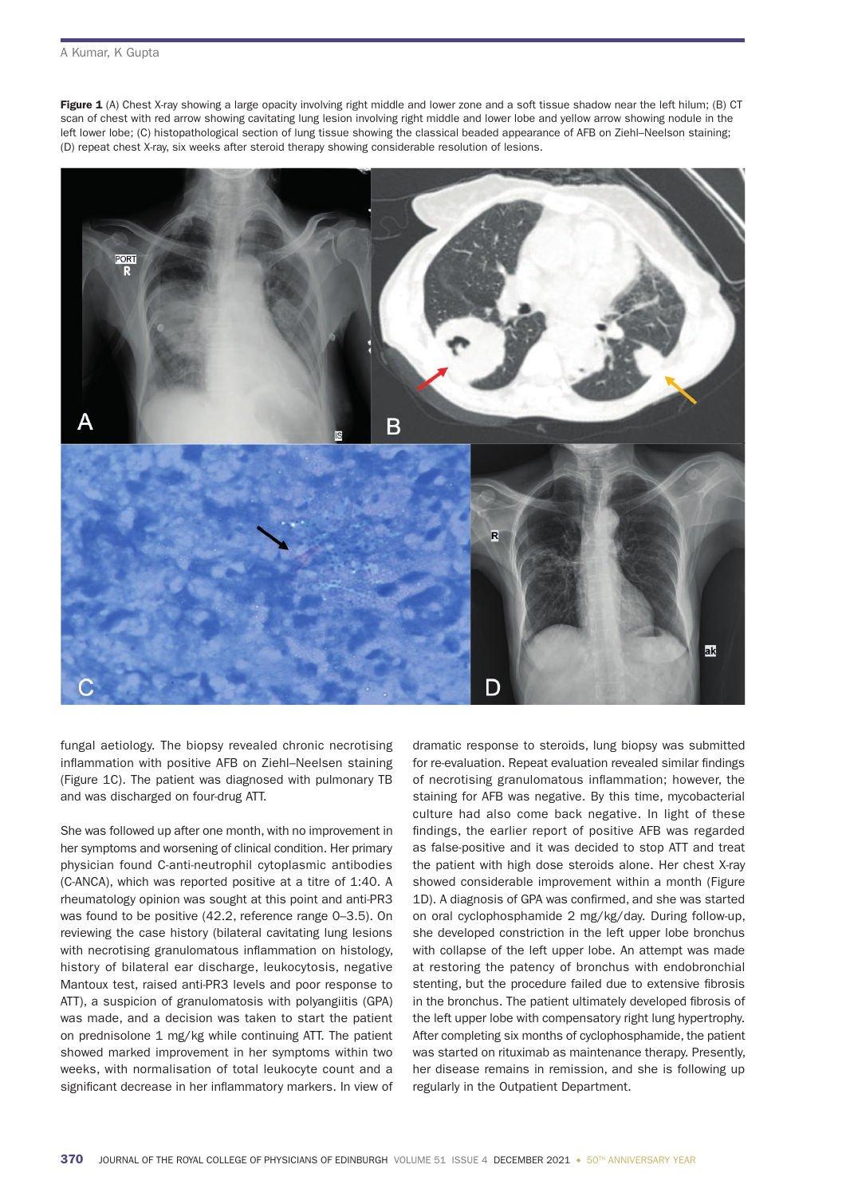**Figure 1** (A) Chest X-ray showing a large opacity involving right middle and lower zone and a soft tissue shadow near the left hilum; (B) CT scan of chest with red arrow showing cavitating lung lesion involving right middle and lower lobe and yellow arrow showing nodule in the left lower lobe; (C) histopathological section of lung tissue showing the classical beaded appearance of AFB on Ziehl–Neelson staining; (D) repeat chest X-ray, six weeks after steroid therapy showing considerable resolution of lesions.

fungal aetiology. The biopsy revealed chronic necrotising inflammation with positive AFB on Ziehl–Neelsen staining (Figure 1C). The patient was diagnosed with pulmonary TB and was discharged on four-drug ATT.

She was followed up after one month, with no improvement in her symptoms and worsening of clinical condition. Her primary physician found C-anti-neutrophil cytoplasmic antibodies (C-ANCA), which was reported positive at a titre of 1:40. A rheumatology opinion was sought at this point and anti-PR3 was found to be positive (42.2, reference range 0–3.5). On reviewing the case history (bilateral cavitating lung lesions with necrotising granulomatous inflammation on histology, history of bilateral ear discharge, leukocytosis, negative Mantoux test, raised anti-PR3 levels and poor response to ATT), a suspicion of granulomatosis with polyangiitis (GPA) was made, and a decision was taken to start the patient on prednisolone 1 mg/kg while continuing ATT. The patient showed marked improvement in her symptoms within two weeks, with normalisation of total leukocyte count and a significant decrease in her inflammatory markers. In view of dramatic response to steroids, lung biopsy was submitted for re-evaluation. Repeat evaluation revealed similar findings of necrotising granulomatous inflammation; however, the staining for AFB was negative. By this time, mycobacterial culture had also come back negative. In light of these findings, the earlier report of positive AFB was regarded as false-positive and it was decided to stop ATT and treat the patient with high dose steroids alone. Her chest X-ray showed considerable improvement within a month (Figure 1D). A diagnosis of GPA was confirmed, and she was started on oral cyclophosphamide 2 mg/kg/day. During follow-up, she developed constriction in the left upper lobe bronchus with collapse of the left upper lobe. An attempt was made at restoring the patency of bronchus with endobronchial stenting, but the procedure failed due to extensive fibrosis in the bronchus. The patient ultimately developed fibrosis of the left upper lobe with compensatory right lung hypertrophy. After completing six months of cyclophosphamide, the patient was started on rituximab as maintenance therapy. Presently, her disease remains in remission, and she is following up regularly in the Outpatient Department.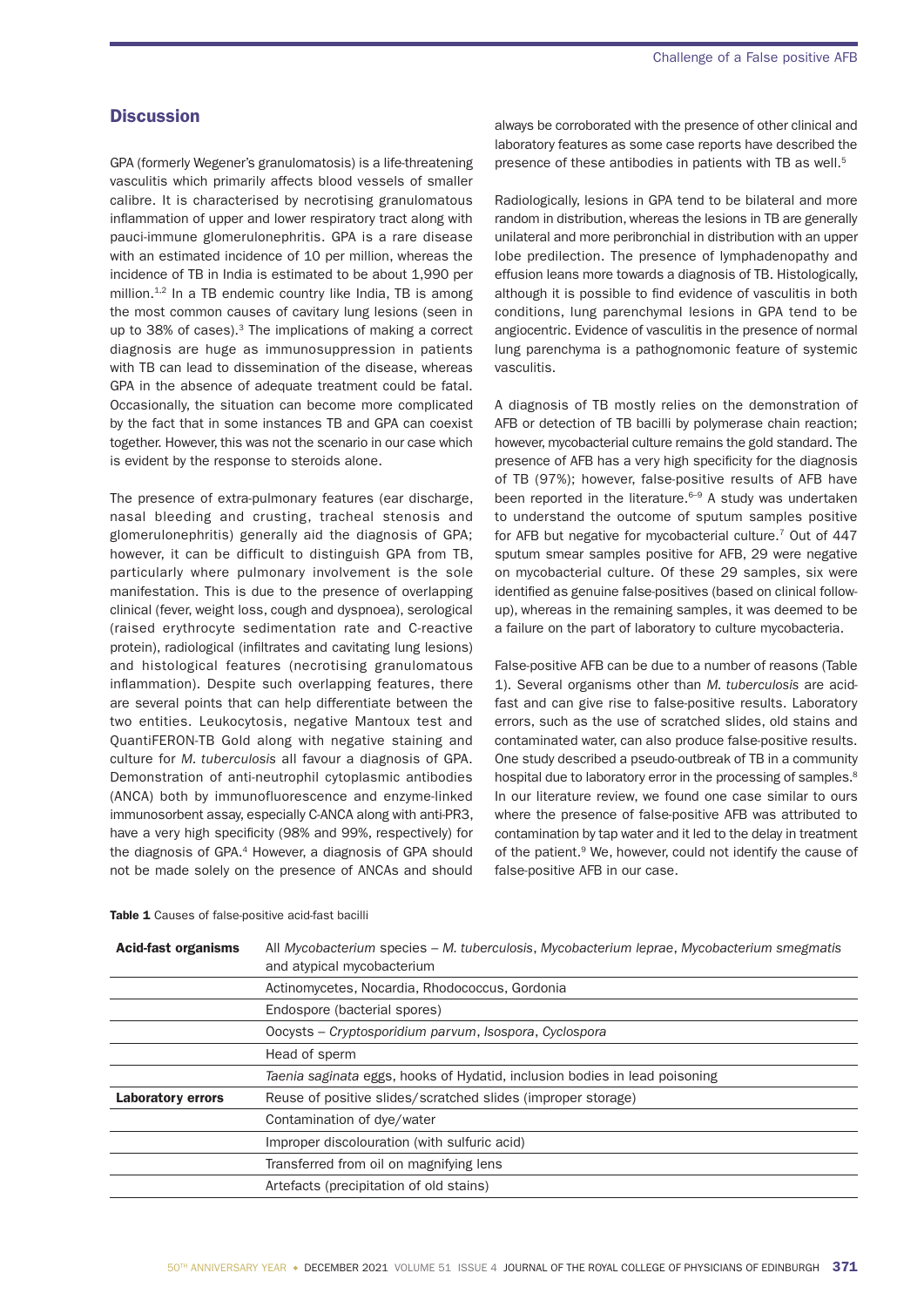## Discussion

GPA (formerly Wegener's granulomatosis) is a life-threatening vasculitis which primarily affects blood vessels of smaller calibre. It is characterised by necrotising granulomatous inflammation of upper and lower respiratory tract along with pauci-immune glomerulonephritis. GPA is a rare disease with an estimated incidence of 10 per million, whereas the incidence of TB in India is estimated to be about 1,990 per million.[1,2] In a TB endemic country like India, TB is among the most common causes of cavitary lung lesions (seen in up to 38% of cases).[3] The implications of making a correct diagnosis are huge as immunosuppression in patients with TB can lead to dissemination of the disease, whereas GPA in the absence of adequate treatment could be fatal. Occasionally, the situation can become more complicated by the fact that in some instances TB and GPA can coexist together. However, this was not the scenario in our case which is evident by the response to steroids alone.

The presence of extra-pulmonary features (ear discharge, nasal bleeding and crusting, tracheal stenosis and glomerulonephritis) generally aid the diagnosis of GPA; however, it can be difficult to distinguish GPA from TB, particularly where pulmonary involvement is the sole manifestation. This is due to the presence of overlapping clinical (fever, weight loss, cough and dyspnoea), serological (raised erythrocyte sedimentation rate and C-reactive protein), radiological (infiltrates and cavitating lung lesions) and histological features (necrotising granulomatous inflammation). Despite such overlapping features, there are several points that can help differentiate between the two entities. Leukocytosis, negative Mantoux test and QuantiFERON-TB Gold along with negative staining and culture for *M. tuberculosis* all favour a diagnosis of GPA. Demonstration of anti-neutrophil cytoplasmic antibodies (ANCA) both by immunofluorescence and enzyme-linked immunosorbent assay, especially C-ANCA along with anti-PR3, have a very high specificity (98% and 99%, respectively) for the diagnosis of GPA.[4] However, a diagnosis of GPA should not be made solely on the presence of ANCAs and should always be corroborated with the presence of other clinical and laboratory features as some case reports have described the presence of these antibodies in patients with TB as well.[5]

Radiologically, lesions in GPA tend to be bilateral and more random in distribution, whereas the lesions in TB are generally unilateral and more peribronchial in distribution with an upper lobe predilection. The presence of lymphadenopathy and effusion leans more towards a diagnosis of TB. Histologically, although it is possible to find evidence of vasculitis in both conditions, lung parenchymal lesions in GPA tend to be angiocentric. Evidence of vasculitis in the presence of normal lung parenchyma is a pathognomonic feature of systemic vasculitis.

A diagnosis of TB mostly relies on the demonstration of AFB or detection of TB bacilli by polymerase chain reaction; however, mycobacterial culture remains the gold standard. The presence of AFB has a very high specificity for the diagnosis of TB (97%); however, false-positive results of AFB have been reported in the literature.[6–9] A study was undertaken to understand the outcome of sputum samples positive for AFB but negative for mycobacterial culture.[7] Out of 447 sputum smear samples positive for AFB, 29 were negative on mycobacterial culture. Of these 29 samples, six were identified as genuine false-positives (based on clinical follow-up), whereas in the remaining samples, it was deemed to be a failure on the part of laboratory to culture mycobacteria.

False-positive AFB can be due to a number of reasons (Table 1). Several organisms other than *M. tuberculosis* are acid-fast and can give rise to false-positive results. Laboratory errors, such as the use of scratched slides, old stains and contaminated water, can also produce false-positive results. One study described a pseudo-outbreak of TB in a community hospital due to laboratory error in the processing of samples.[8] In our literature review, we found one case similar to ours where the presence of false-positive AFB was attributed to contamination by tap water and it led to the delay in treatment of the patient.[9] We, however, could not identify the cause of false-positive AFB in our case.

**Table 1** Causes of false-positive acid-fast bacilli

| | |
|---|---|
| **Acid-fast organisms** | All *Mycobacterium* species – *M. tuberculosis*, *Mycobacterium leprae*, *Mycobacterium smegmatis* and atypical mycobacterium |
| | Actinomycetes, Nocardia, Rhodococcus, Gordonia |
| | Endospore (bacterial spores) |
| | Oocysts – *Cryptosporidium parvum*, *Isospora*, *Cyclospora* |
| | Head of sperm |
| | *Taenia saginata* eggs, hooks of Hydatid, inclusion bodies in lead poisoning |
| **Laboratory errors** | Reuse of positive slides/scratched slides (improper storage) |
| | Contamination of dye/water |
| | Improper discolouration (with sulfuric acid) |
| | Transferred from oil on magnifying lens |
| | Artefacts (precipitation of old stains) |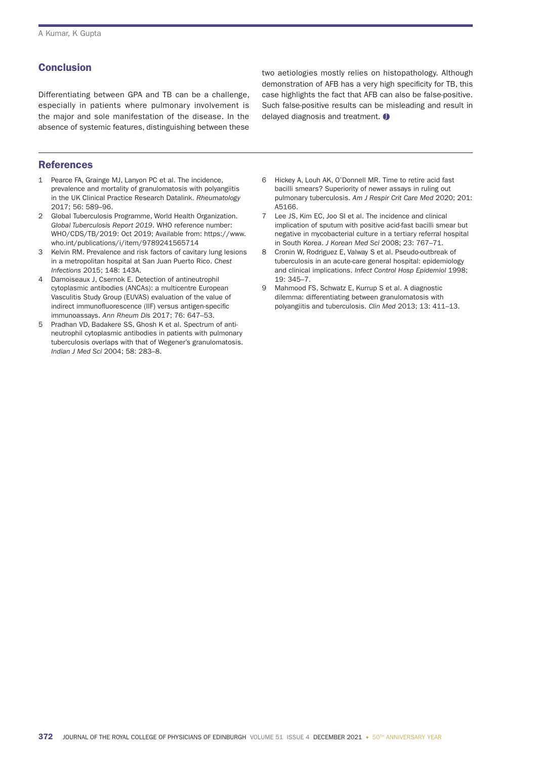## Conclusion

Differentiating between GPA and TB can be a challenge, especially in patients where pulmonary involvement is the major and sole manifestation of the disease. In the absence of systemic features, distinguishing between these two aetiologies mostly relies on histopathology. Although demonstration of AFB has a very high specificity for TB, this case highlights the fact that AFB can also be false-positive. Such false-positive results can be misleading and result in delayed diagnosis and treatment.

## References

1. Pearce FA, Grainge MJ, Lanyon PC et al. The incidence, prevalence and mortality of granulomatosis with polyangiitis in the UK Clinical Practice Research Datalink. *Rheumatology* 2017; 56: 589–96.
2. Global Tuberculosis Programme, World Health Organization. *Global Tuberculosis Report 2019*. WHO reference number: WHO/CDS/TB/2019: Oct 2019; Available from: https://www.who.int/publications/i/item/9789241565714
3. Kelvin RM. Prevalence and risk factors of cavitary lung lesions in a metropolitan hospital at San Juan Puerto Rico. *Chest Infections* 2015; 148: 143A.
4. Damoiseaux J, Csernok E. Detection of antineutrophil cytoplasmic antibodies (ANCAs): a multicentre European Vasculitis Study Group (EUVAS) evaluation of the value of indirect immunofluorescence (IIF) versus antigen-specific immunoassays. *Ann Rheum Dis* 2017; 76: 647–53.
5. Pradhan VD, Badakere SS, Ghosh K et al. Spectrum of anti-neutrophil cytoplasmic antibodies in patients with pulmonary tuberculosis overlaps with that of Wegener's granulomatosis. *Indian J Med Sci* 2004; 58: 283–8.
6. Hickey A, Louh AK, O'Donnell MR. Time to retire acid fast bacilli smears? Superiority of newer assays in ruling out pulmonary tuberculosis. *Am J Respir Crit Care Med* 2020; 201: A5166.
7. Lee JS, Kim EC, Joo SI et al. The incidence and clinical implication of sputum with positive acid-fast bacilli smear but negative in mycobacterial culture in a tertiary referral hospital in South Korea. *J Korean Med Sci* 2008; 23: 767–71.
8. Cronin W, Rodriguez E, Valway S et al. Pseudo-outbreak of tuberculosis in an acute-care general hospital: epidemiology and clinical implications. *Infect Control Hosp Epidemiol* 1998; 19: 345–7.
9. Mahmood FS, Schwatz E, Kurrup S et al. A diagnostic dilemma: differentiating between granulomatosis with polyangiitis and tuberculosis. *Clin Med* 2013; 13: 411–13.